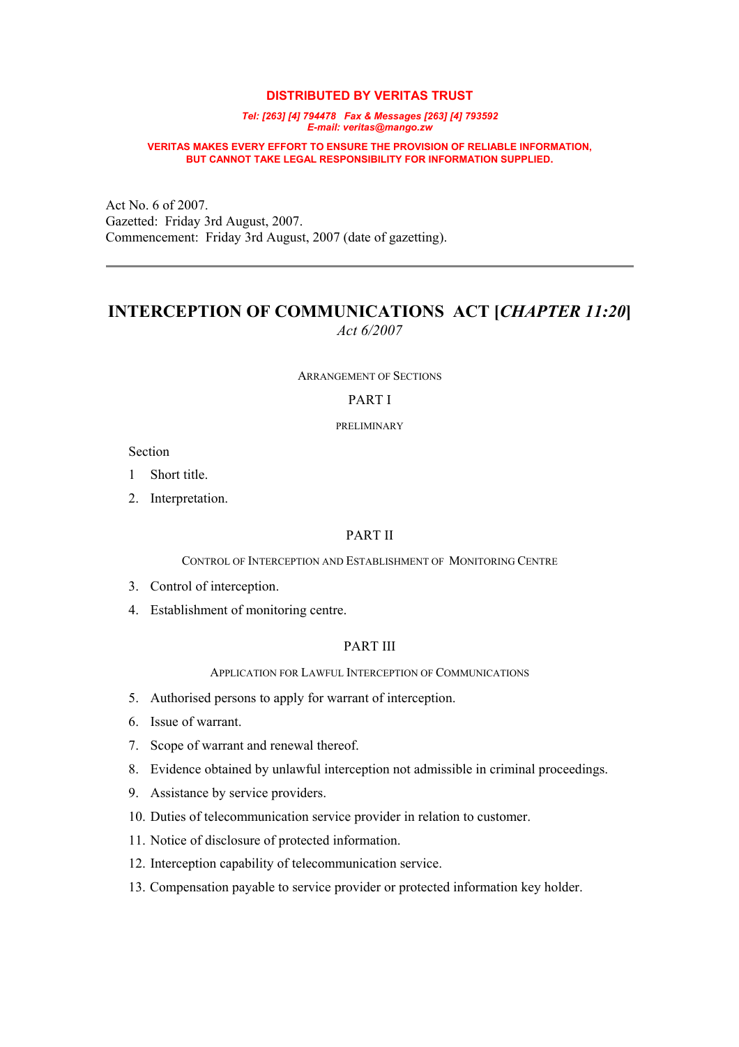**DISTRIBUTED BY VERITAS TRUST**

*Tel: [263] [4] 794478 Fax & Messages [263] [4] 793592*
*E-mail: veritas@mango.zw*

**VERITAS MAKES EVERY EFFORT TO ENSURE THE PROVISION OF RELIABLE INFORMATION, BUT CANNOT TAKE LEGAL RESPONSIBILITY FOR INFORMATION SUPPLIED.**

Act No. 6 of 2007.
Gazetted: Friday 3rd August, 2007.
Commencement: Friday 3rd August, 2007 (date of gazetting).

---

# INTERCEPTION OF COMMUNICATIONS ACT [*CHAPTER 11:20*]

*Act 6/2007*

ARRANGEMENT OF SECTIONS

## PART I

PRELIMINARY

Section

1 Short title.

2. Interpretation.

## PART II

CONTROL OF INTERCEPTION AND ESTABLISHMENT OF MONITORING CENTRE

3. Control of interception.

4. Establishment of monitoring centre.

## PART III

APPLICATION FOR LAWFUL INTERCEPTION OF COMMUNICATIONS

5. Authorised persons to apply for warrant of interception.

6. Issue of warrant.

7. Scope of warrant and renewal thereof.

8. Evidence obtained by unlawful interception not admissible in criminal proceedings.

9. Assistance by service providers.

10. Duties of telecommunication service provider in relation to customer.

11. Notice of disclosure of protected information.

12. Interception capability of telecommunication service.

13. Compensation payable to service provider or protected information key holder.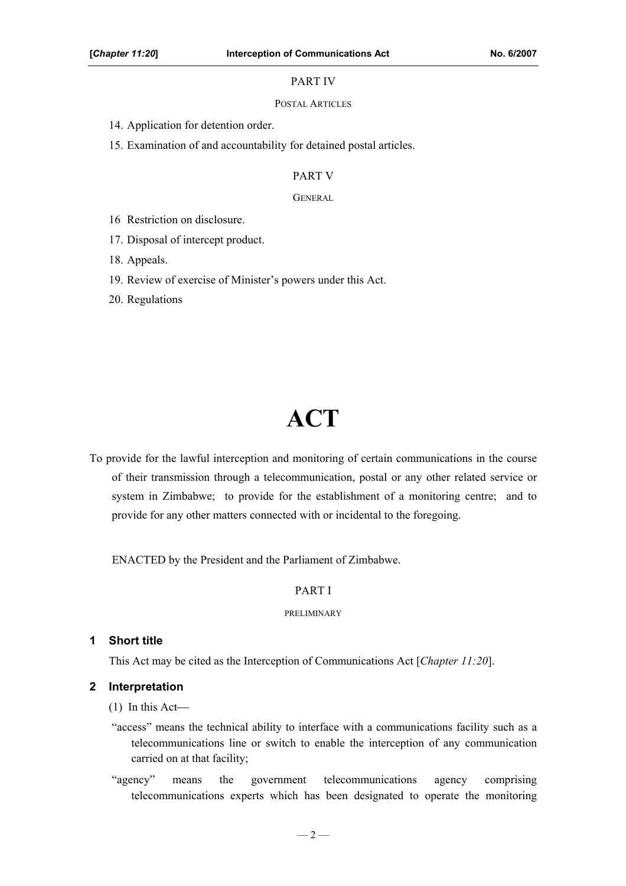PART IV

POSTAL ARTICLES

14. Application for detention order.
15. Examination of and accountability for detained postal articles.

PART V

GENERAL

16 Restriction on disclosure.
17. Disposal of intercept product.
18. Appeals.
19. Review of exercise of Minister's powers under this Act.
20. Regulations

# ACT

To provide for the lawful interception and monitoring of certain communications in the course of their transmission through a telecommunication, postal or any other related service or system in Zimbabwe; to provide for the establishment of a monitoring centre; and to provide for any other matters connected with or incidental to the foregoing.

ENACTED by the President and the Parliament of Zimbabwe.

PART I

PRELIMINARY

### 1 Short title

This Act may be cited as the Interception of Communications Act [*Chapter 11:20*].

### 2 Interpretation

(1) In this Act—

"access" means the technical ability to interface with a communications facility such as a telecommunications line or switch to enable the interception of any communication carried on at that facility;

"agency" means the government telecommunications agency comprising telecommunications experts which has been designated to operate the monitoring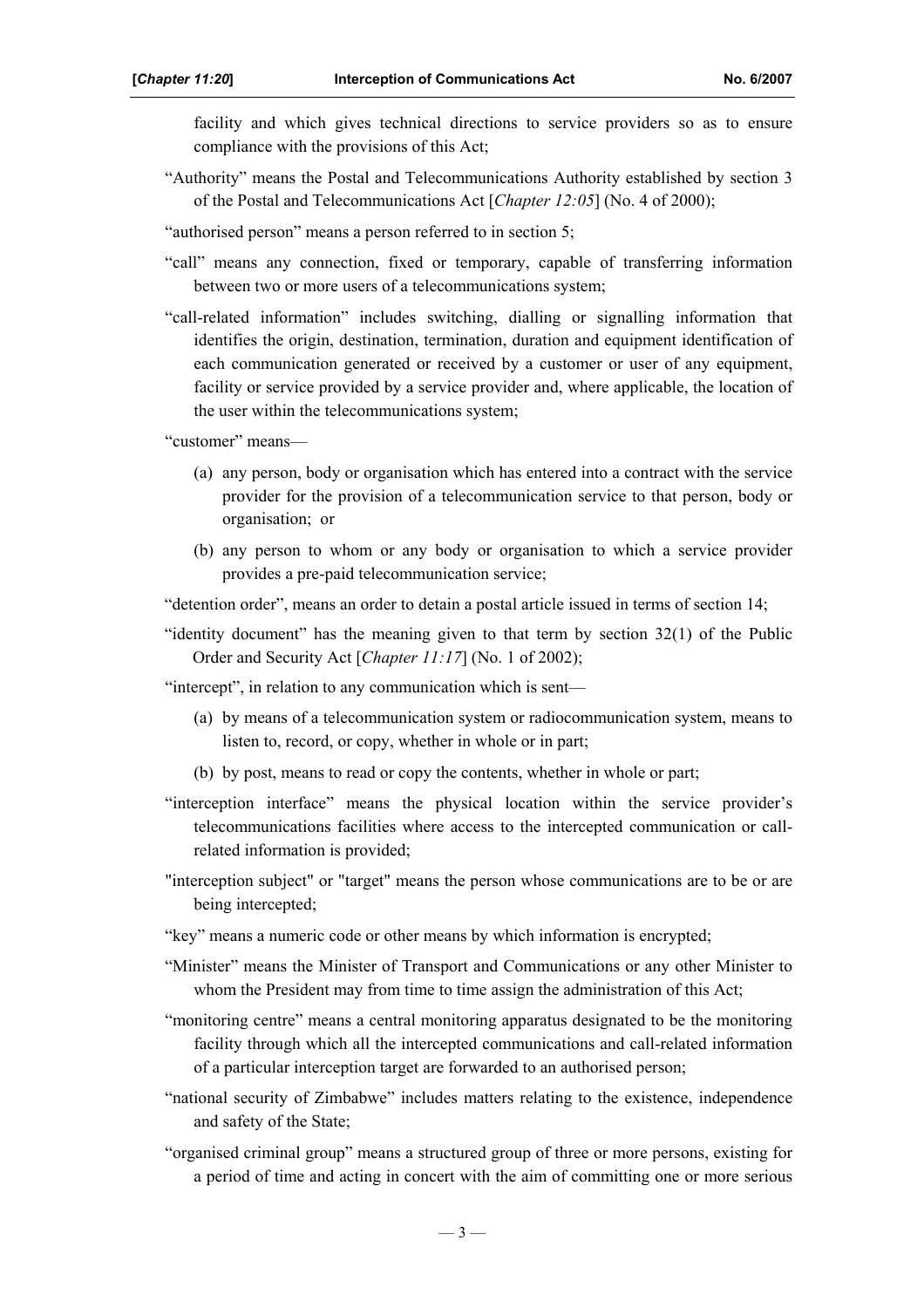facility and which gives technical directions to service providers so as to ensure compliance with the provisions of this Act;

"Authority" means the Postal and Telecommunications Authority established by section 3 of the Postal and Telecommunications Act [*Chapter 12:05*] (No. 4 of 2000);

"authorised person" means a person referred to in section 5;

"call" means any connection, fixed or temporary, capable of transferring information between two or more users of a telecommunications system;

"call-related information" includes switching, dialling or signalling information that identifies the origin, destination, termination, duration and equipment identification of each communication generated or received by a customer or user of any equipment, facility or service provided by a service provider and, where applicable, the location of the user within the telecommunications system;

"customer" means—

(a) any person, body or organisation which has entered into a contract with the service provider for the provision of a telecommunication service to that person, body or organisation; or

(b) any person to whom or any body or organisation to which a service provider provides a pre-paid telecommunication service;

"detention order", means an order to detain a postal article issued in terms of section 14;

"identity document" has the meaning given to that term by section 32(1) of the Public Order and Security Act [*Chapter 11:17*] (No. 1 of 2002);

"intercept", in relation to any communication which is sent—

(a) by means of a telecommunication system or radiocommunication system, means to listen to, record, or copy, whether in whole or in part;

(b) by post, means to read or copy the contents, whether in whole or part;

"interception interface" means the physical location within the service provider's telecommunications facilities where access to the intercepted communication or call-related information is provided;

"interception subject" or "target" means the person whose communications are to be or are being intercepted;

"key" means a numeric code or other means by which information is encrypted;

"Minister" means the Minister of Transport and Communications or any other Minister to whom the President may from time to time assign the administration of this Act;

"monitoring centre" means a central monitoring apparatus designated to be the monitoring facility through which all the intercepted communications and call-related information of a particular interception target are forwarded to an authorised person;

"national security of Zimbabwe" includes matters relating to the existence, independence and safety of the State;

"organised criminal group" means a structured group of three or more persons, existing for a period of time and acting in concert with the aim of committing one or more serious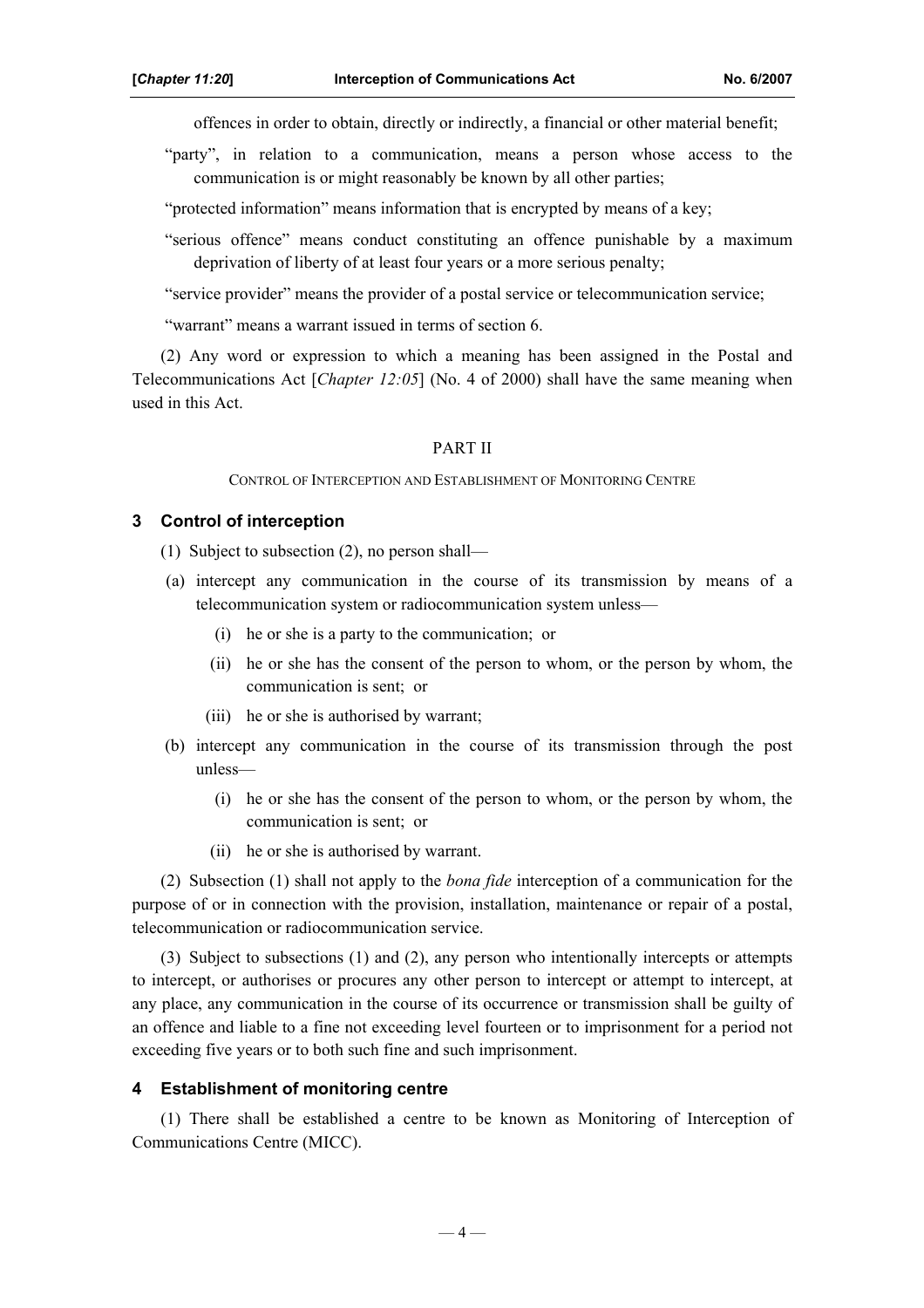offences in order to obtain, directly or indirectly, a financial or other material benefit;

"party", in relation to a communication, means a person whose access to the communication is or might reasonably be known by all other parties;

"protected information" means information that is encrypted by means of a key;

"serious offence" means conduct constituting an offence punishable by a maximum deprivation of liberty of at least four years or a more serious penalty;

"service provider" means the provider of a postal service or telecommunication service;

"warrant" means a warrant issued in terms of section 6.

(2) Any word or expression to which a meaning has been assigned in the Postal and Telecommunications Act [*Chapter 12:05*] (No. 4 of 2000) shall have the same meaning when used in this Act.

## PART II

CONTROL OF INTERCEPTION AND ESTABLISHMENT OF MONITORING CENTRE

### 3 Control of interception

(1) Subject to subsection (2), no person shall—

(a) intercept any communication in the course of its transmission by means of a telecommunication system or radiocommunication system unless—

(i) he or she is a party to the communication; or

(ii) he or she has the consent of the person to whom, or the person by whom, the communication is sent; or

(iii) he or she is authorised by warrant;

(b) intercept any communication in the course of its transmission through the post unless—

(i) he or she has the consent of the person to whom, or the person by whom, the communication is sent; or

(ii) he or she is authorised by warrant.

(2) Subsection (1) shall not apply to the *bona fide* interception of a communication for the purpose of or in connection with the provision, installation, maintenance or repair of a postal, telecommunication or radiocommunication service.

(3) Subject to subsections (1) and (2), any person who intentionally intercepts or attempts to intercept, or authorises or procures any other person to intercept or attempt to intercept, at any place, any communication in the course of its occurrence or transmission shall be guilty of an offence and liable to a fine not exceeding level fourteen or to imprisonment for a period not exceeding five years or to both such fine and such imprisonment.

### 4 Establishment of monitoring centre

(1) There shall be established a centre to be known as Monitoring of Interception of Communications Centre (MICC).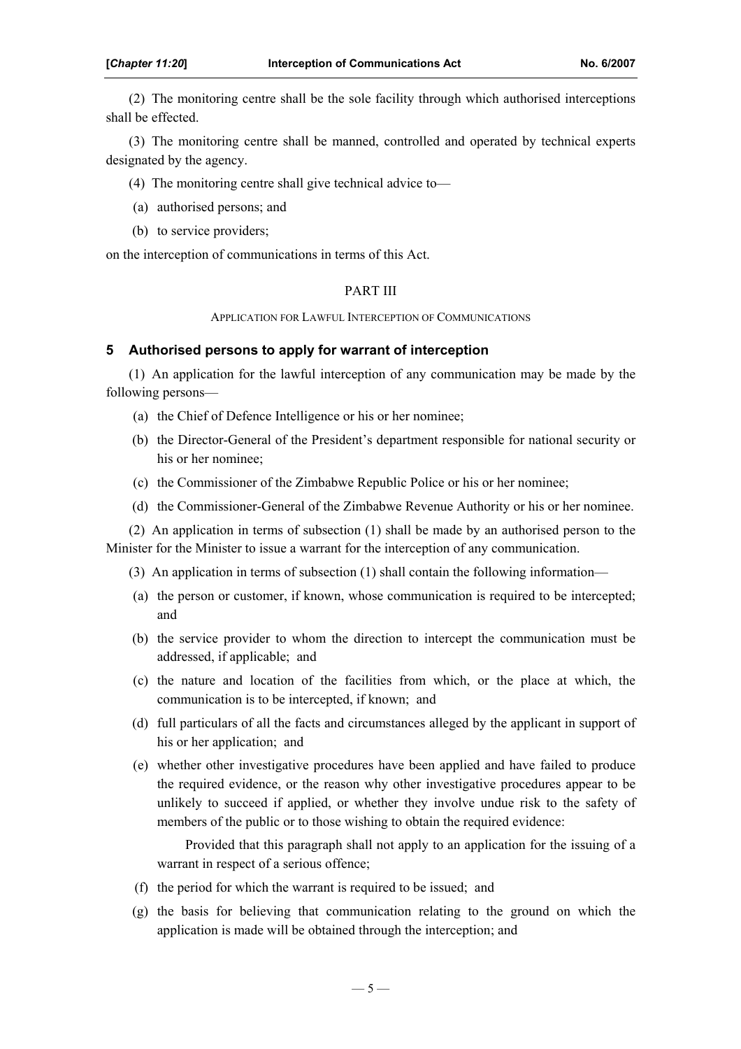(2) The monitoring centre shall be the sole facility through which authorised interceptions shall be effected.

(3) The monitoring centre shall be manned, controlled and operated by technical experts designated by the agency.

(4) The monitoring centre shall give technical advice to—

(a) authorised persons; and

(b) to service providers;

on the interception of communications in terms of this Act.

PART III

APPLICATION FOR LAWFUL INTERCEPTION OF COMMUNICATIONS

### 5 Authorised persons to apply for warrant of interception

(1) An application for the lawful interception of any communication may be made by the following persons—

(a) the Chief of Defence Intelligence or his or her nominee;

(b) the Director-General of the President's department responsible for national security or his or her nominee;

(c) the Commissioner of the Zimbabwe Republic Police or his or her nominee;

(d) the Commissioner-General of the Zimbabwe Revenue Authority or his or her nominee.

(2) An application in terms of subsection (1) shall be made by an authorised person to the Minister for the Minister to issue a warrant for the interception of any communication.

(3) An application in terms of subsection (1) shall contain the following information—

(a) the person or customer, if known, whose communication is required to be intercepted; and

(b) the service provider to whom the direction to intercept the communication must be addressed, if applicable; and

(c) the nature and location of the facilities from which, or the place at which, the communication is to be intercepted, if known; and

(d) full particulars of all the facts and circumstances alleged by the applicant in support of his or her application; and

(e) whether other investigative procedures have been applied and have failed to produce the required evidence, or the reason why other investigative procedures appear to be unlikely to succeed if applied, or whether they involve undue risk to the safety of members of the public or to those wishing to obtain the required evidence:

Provided that this paragraph shall not apply to an application for the issuing of a warrant in respect of a serious offence;

(f) the period for which the warrant is required to be issued; and

(g) the basis for believing that communication relating to the ground on which the application is made will be obtained through the interception; and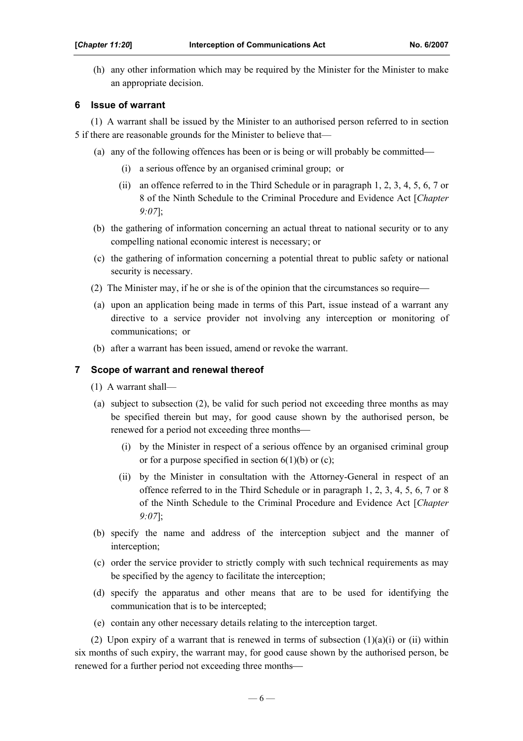(h) any other information which may be required by the Minister for the Minister to make an appropriate decision.

### 6 Issue of warrant

(1) A warrant shall be issued by the Minister to an authorised person referred to in section 5 if there are reasonable grounds for the Minister to believe that—

(a) any of the following offences has been or is being or will probably be committed—

  (i) a serious offence by an organised criminal group; or

  (ii) an offence referred to in the Third Schedule or in paragraph 1, 2, 3, 4, 5, 6, 7 or 8 of the Ninth Schedule to the Criminal Procedure and Evidence Act [*Chapter 9:07*];

(b) the gathering of information concerning an actual threat to national security or to any compelling national economic interest is necessary; or

(c) the gathering of information concerning a potential threat to public safety or national security is necessary.

(2) The Minister may, if he or she is of the opinion that the circumstances so require—

(a) upon an application being made in terms of this Part, issue instead of a warrant any directive to a service provider not involving any interception or monitoring of communications; or

(b) after a warrant has been issued, amend or revoke the warrant.

### 7 Scope of warrant and renewal thereof

(1) A warrant shall—

(a) subject to subsection (2), be valid for such period not exceeding three months as may be specified therein but may, for good cause shown by the authorised person, be renewed for a period not exceeding three months—

  (i) by the Minister in respect of a serious offence by an organised criminal group or for a purpose specified in section 6(1)(b) or (c);

  (ii) by the Minister in consultation with the Attorney-General in respect of an offence referred to in the Third Schedule or in paragraph 1, 2, 3, 4, 5, 6, 7 or 8 of the Ninth Schedule to the Criminal Procedure and Evidence Act [*Chapter 9:07*];

(b) specify the name and address of the interception subject and the manner of interception;

(c) order the service provider to strictly comply with such technical requirements as may be specified by the agency to facilitate the interception;

(d) specify the apparatus and other means that are to be used for identifying the communication that is to be intercepted;

(e) contain any other necessary details relating to the interception target.

(2) Upon expiry of a warrant that is renewed in terms of subsection (1)(a)(i) or (ii) within six months of such expiry, the warrant may, for good cause shown by the authorised person, be renewed for a further period not exceeding three months—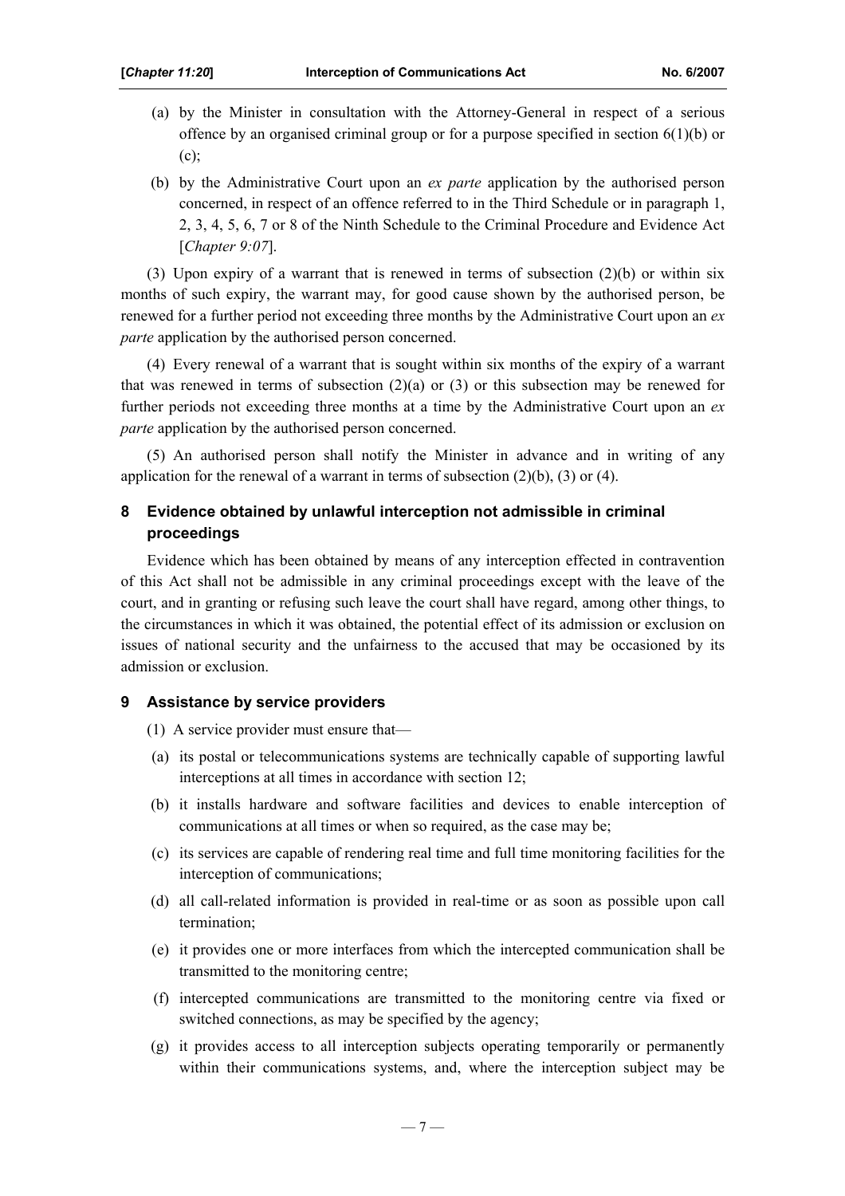(a) by the Minister in consultation with the Attorney-General in respect of a serious offence by an organised criminal group or for a purpose specified in section 6(1)(b) or (c);

(b) by the Administrative Court upon an *ex parte* application by the authorised person concerned, in respect of an offence referred to in the Third Schedule or in paragraph 1, 2, 3, 4, 5, 6, 7 or 8 of the Ninth Schedule to the Criminal Procedure and Evidence Act [*Chapter 9:07*].

(3) Upon expiry of a warrant that is renewed in terms of subsection (2)(b) or within six months of such expiry, the warrant may, for good cause shown by the authorised person, be renewed for a further period not exceeding three months by the Administrative Court upon an *ex parte* application by the authorised person concerned.

(4) Every renewal of a warrant that is sought within six months of the expiry of a warrant that was renewed in terms of subsection (2)(a) or (3) or this subsection may be renewed for further periods not exceeding three months at a time by the Administrative Court upon an *ex parte* application by the authorised person concerned.

(5) An authorised person shall notify the Minister in advance and in writing of any application for the renewal of a warrant in terms of subsection (2)(b), (3) or (4).

### 8 Evidence obtained by unlawful interception not admissible in criminal proceedings

Evidence which has been obtained by means of any interception effected in contravention of this Act shall not be admissible in any criminal proceedings except with the leave of the court, and in granting or refusing such leave the court shall have regard, among other things, to the circumstances in which it was obtained, the potential effect of its admission or exclusion on issues of national security and the unfairness to the accused that may be occasioned by its admission or exclusion.

### 9 Assistance by service providers

(1) A service provider must ensure that—

(a) its postal or telecommunications systems are technically capable of supporting lawful interceptions at all times in accordance with section 12;

(b) it installs hardware and software facilities and devices to enable interception of communications at all times or when so required, as the case may be;

(c) its services are capable of rendering real time and full time monitoring facilities for the interception of communications;

(d) all call-related information is provided in real-time or as soon as possible upon call termination;

(e) it provides one or more interfaces from which the intercepted communication shall be transmitted to the monitoring centre;

(f) intercepted communications are transmitted to the monitoring centre via fixed or switched connections, as may be specified by the agency;

(g) it provides access to all interception subjects operating temporarily or permanently within their communications systems, and, where the interception subject may be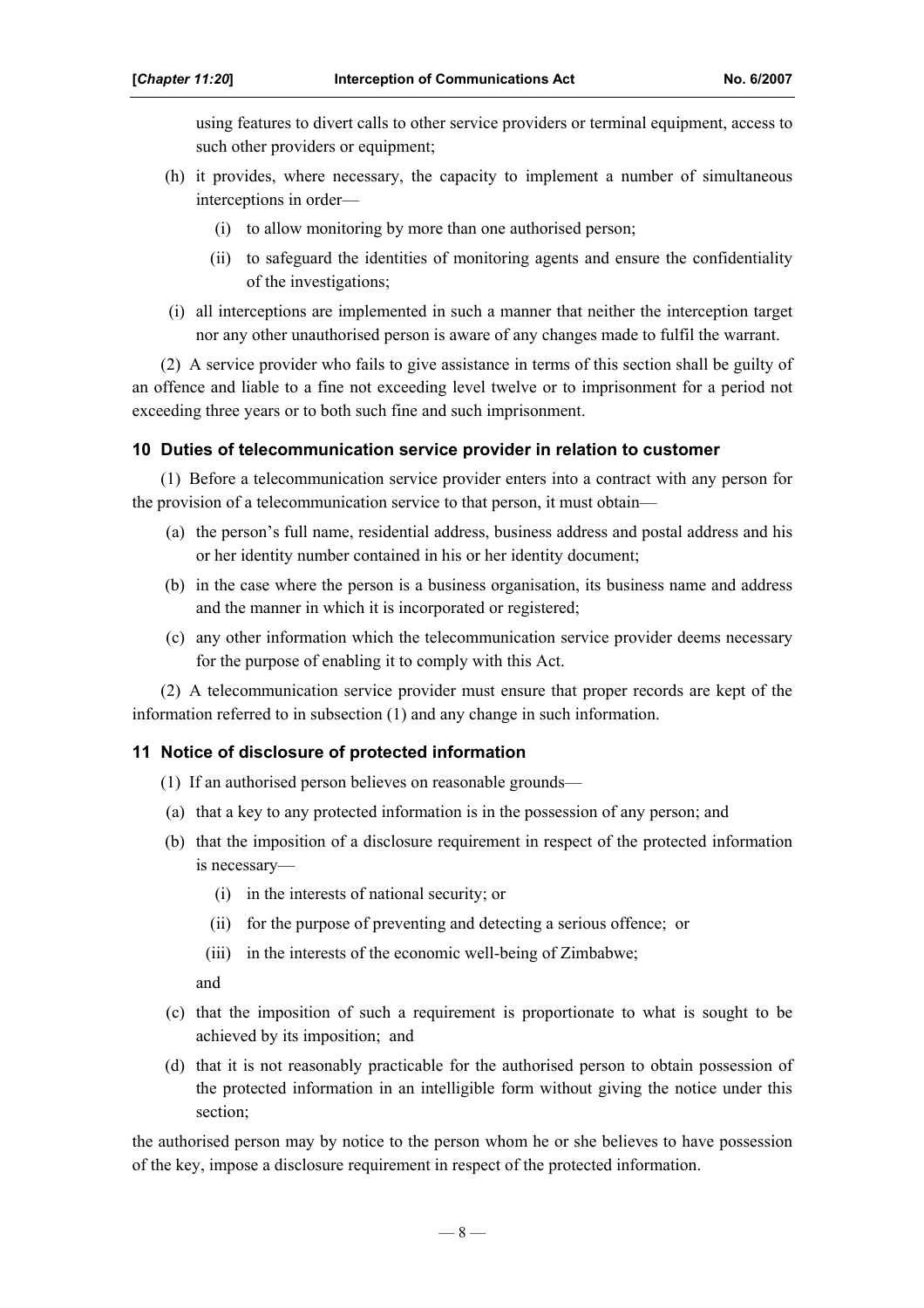using features to divert calls to other service providers or terminal equipment, access to such other providers or equipment;

(h) it provides, where necessary, the capacity to implement a number of simultaneous interceptions in order—

(i) to allow monitoring by more than one authorised person;

(ii) to safeguard the identities of monitoring agents and ensure the confidentiality of the investigations;

(i) all interceptions are implemented in such a manner that neither the interception target nor any other unauthorised person is aware of any changes made to fulfil the warrant.

(2) A service provider who fails to give assistance in terms of this section shall be guilty of an offence and liable to a fine not exceeding level twelve or to imprisonment for a period not exceeding three years or to both such fine and such imprisonment.

### 10 Duties of telecommunication service provider in relation to customer

(1) Before a telecommunication service provider enters into a contract with any person for the provision of a telecommunication service to that person, it must obtain—

(a) the person's full name, residential address, business address and postal address and his or her identity number contained in his or her identity document;

(b) in the case where the person is a business organisation, its business name and address and the manner in which it is incorporated or registered;

(c) any other information which the telecommunication service provider deems necessary for the purpose of enabling it to comply with this Act.

(2) A telecommunication service provider must ensure that proper records are kept of the information referred to in subsection (1) and any change in such information.

### 11 Notice of disclosure of protected information

(1) If an authorised person believes on reasonable grounds—

(a) that a key to any protected information is in the possession of any person; and

(b) that the imposition of a disclosure requirement in respect of the protected information is necessary—

(i) in the interests of national security; or

(ii) for the purpose of preventing and detecting a serious offence; or

(iii) in the interests of the economic well-being of Zimbabwe;

and

(c) that the imposition of such a requirement is proportionate to what is sought to be achieved by its imposition; and

(d) that it is not reasonably practicable for the authorised person to obtain possession of the protected information in an intelligible form without giving the notice under this section;

the authorised person may by notice to the person whom he or she believes to have possession of the key, impose a disclosure requirement in respect of the protected information.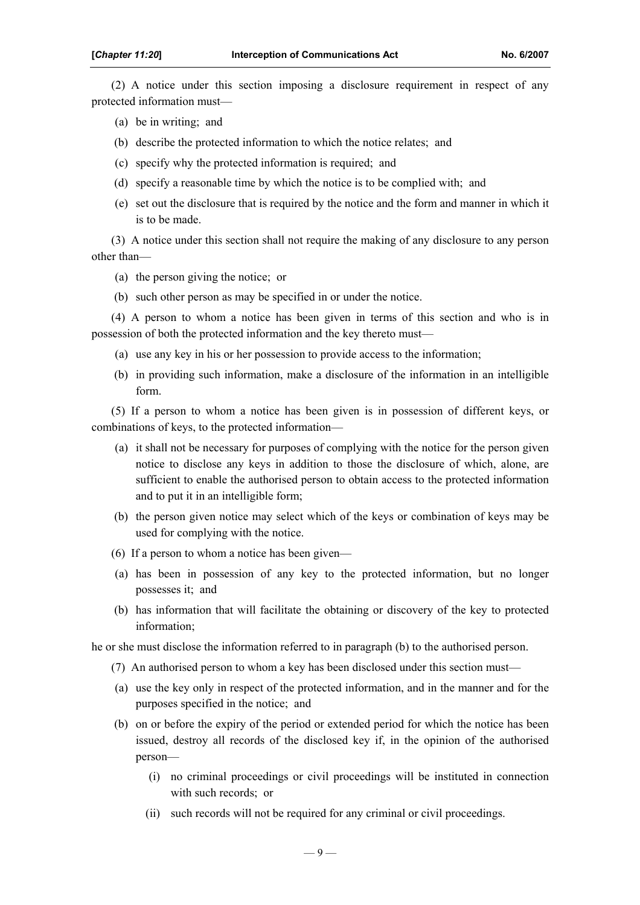(2) A notice under this section imposing a disclosure requirement in respect of any protected information must—

(a) be in writing; and

(b) describe the protected information to which the notice relates; and

(c) specify why the protected information is required; and

(d) specify a reasonable time by which the notice is to be complied with; and

(e) set out the disclosure that is required by the notice and the form and manner in which it is to be made.

(3) A notice under this section shall not require the making of any disclosure to any person other than—

(a) the person giving the notice; or

(b) such other person as may be specified in or under the notice.

(4) A person to whom a notice has been given in terms of this section and who is in possession of both the protected information and the key thereto must—

(a) use any key in his or her possession to provide access to the information;

(b) in providing such information, make a disclosure of the information in an intelligible form.

(5) If a person to whom a notice has been given is in possession of different keys, or combinations of keys, to the protected information—

(a) it shall not be necessary for purposes of complying with the notice for the person given notice to disclose any keys in addition to those the disclosure of which, alone, are sufficient to enable the authorised person to obtain access to the protected information and to put it in an intelligible form;

(b) the person given notice may select which of the keys or combination of keys may be used for complying with the notice.

(6) If a person to whom a notice has been given—

(a) has been in possession of any key to the protected information, but no longer possesses it; and

(b) has information that will facilitate the obtaining or discovery of the key to protected information;

he or she must disclose the information referred to in paragraph (b) to the authorised person.

(7) An authorised person to whom a key has been disclosed under this section must—

(a) use the key only in respect of the protected information, and in the manner and for the purposes specified in the notice; and

(b) on or before the expiry of the period or extended period for which the notice has been issued, destroy all records of the disclosed key if, in the opinion of the authorised person—

(i) no criminal proceedings or civil proceedings will be instituted in connection with such records; or

(ii) such records will not be required for any criminal or civil proceedings.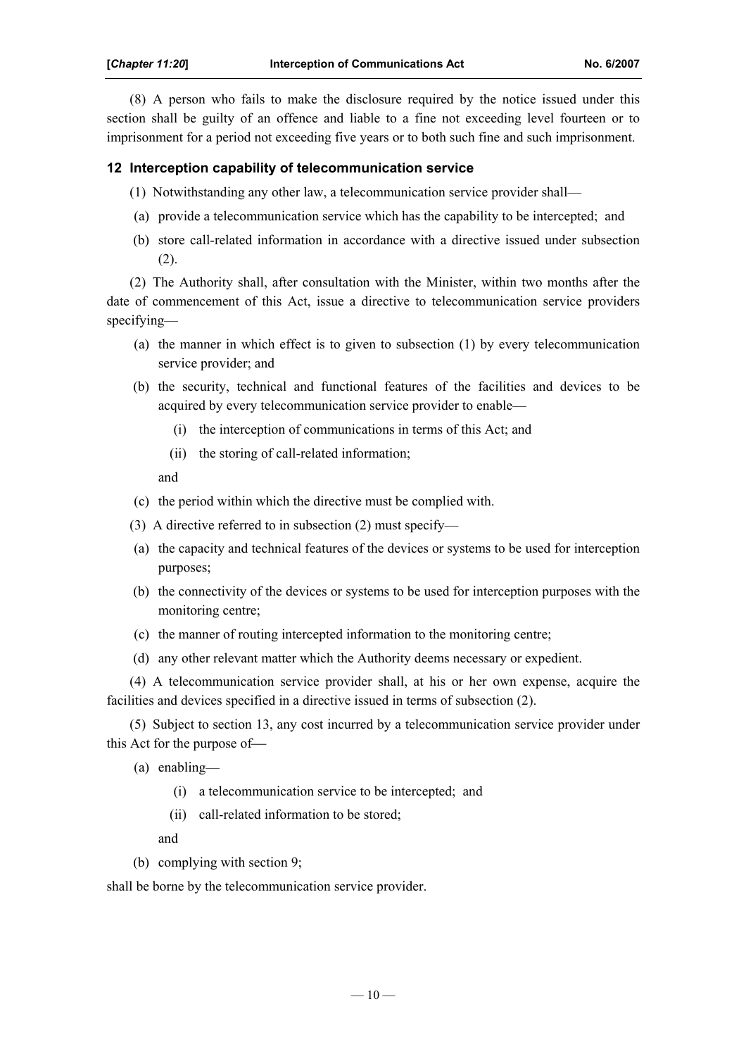(8) A person who fails to make the disclosure required by the notice issued under this section shall be guilty of an offence and liable to a fine not exceeding level fourteen or to imprisonment for a period not exceeding five years or to both such fine and such imprisonment.

### 12 Interception capability of telecommunication service

(1) Notwithstanding any other law, a telecommunication service provider shall—

(a) provide a telecommunication service which has the capability to be intercepted; and

(b) store call-related information in accordance with a directive issued under subsection (2).

(2) The Authority shall, after consultation with the Minister, within two months after the date of commencement of this Act, issue a directive to telecommunication service providers specifying—

(a) the manner in which effect is to given to subsection (1) by every telecommunication service provider; and

(b) the security, technical and functional features of the facilities and devices to be acquired by every telecommunication service provider to enable—

(i) the interception of communications in terms of this Act; and

(ii) the storing of call-related information;

and

(c) the period within which the directive must be complied with.

(3) A directive referred to in subsection (2) must specify—

(a) the capacity and technical features of the devices or systems to be used for interception purposes;

(b) the connectivity of the devices or systems to be used for interception purposes with the monitoring centre;

(c) the manner of routing intercepted information to the monitoring centre;

(d) any other relevant matter which the Authority deems necessary or expedient.

(4) A telecommunication service provider shall, at his or her own expense, acquire the facilities and devices specified in a directive issued in terms of subsection (2).

(5) Subject to section 13, any cost incurred by a telecommunication service provider under this Act for the purpose of—

(a) enabling—

(i) a telecommunication service to be intercepted; and

(ii) call-related information to be stored;

and

(b) complying with section 9;

shall be borne by the telecommunication service provider.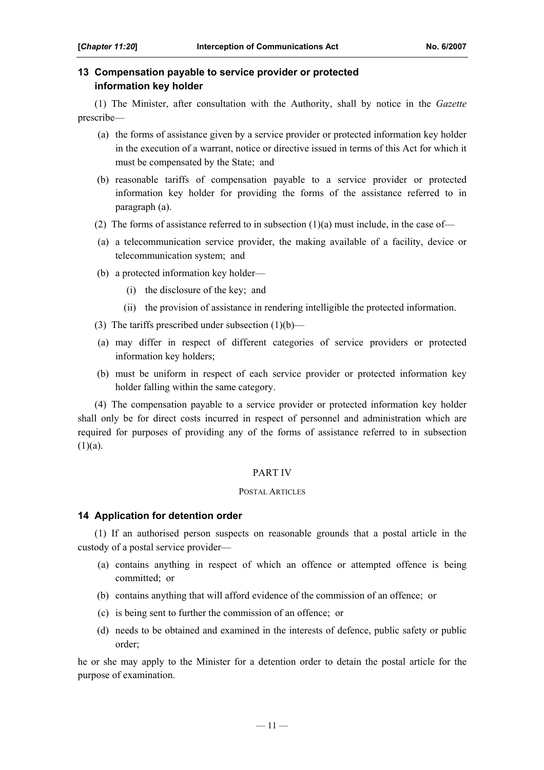### 13 Compensation payable to service provider or protected information key holder

(1) The Minister, after consultation with the Authority, shall by notice in the *Gazette* prescribe—

(a) the forms of assistance given by a service provider or protected information key holder in the execution of a warrant, notice or directive issued in terms of this Act for which it must be compensated by the State; and

(b) reasonable tariffs of compensation payable to a service provider or protected information key holder for providing the forms of the assistance referred to in paragraph (a).

(2) The forms of assistance referred to in subsection (1)(a) must include, in the case of—

(a) a telecommunication service provider, the making available of a facility, device or telecommunication system; and

(b) a protected information key holder—

(i) the disclosure of the key; and

(ii) the provision of assistance in rendering intelligible the protected information.

(3) The tariffs prescribed under subsection (1)(b)—

(a) may differ in respect of different categories of service providers or protected information key holders;

(b) must be uniform in respect of each service provider or protected information key holder falling within the same category.

(4) The compensation payable to a service provider or protected information key holder shall only be for direct costs incurred in respect of personnel and administration which are required for purposes of providing any of the forms of assistance referred to in subsection (1)(a).

## PART IV

## POSTAL ARTICLES

### 14 Application for detention order

(1) If an authorised person suspects on reasonable grounds that a postal article in the custody of a postal service provider—

(a) contains anything in respect of which an offence or attempted offence is being committed; or

(b) contains anything that will afford evidence of the commission of an offence; or

(c) is being sent to further the commission of an offence; or

(d) needs to be obtained and examined in the interests of defence, public safety or public order;

he or she may apply to the Minister for a detention order to detain the postal article for the purpose of examination.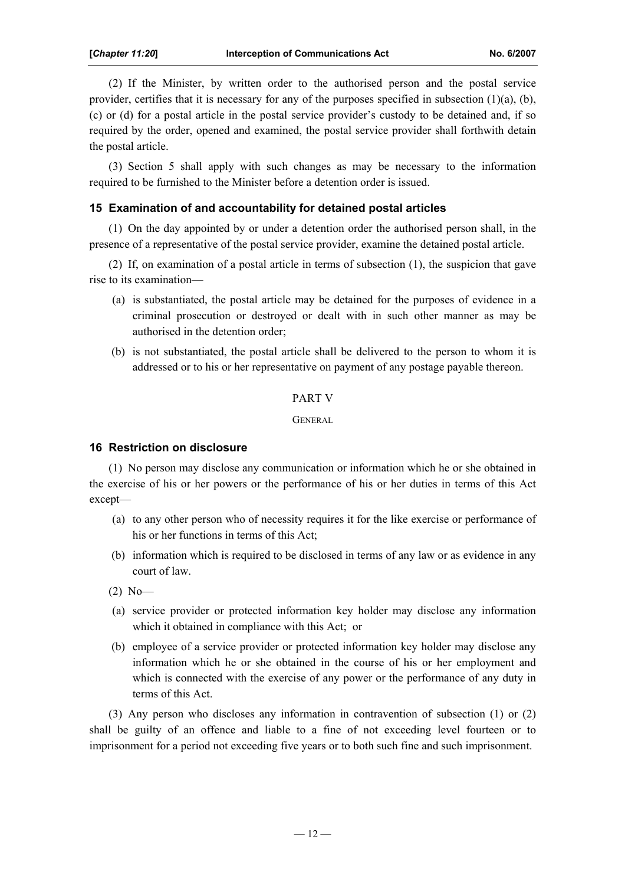(2) If the Minister, by written order to the authorised person and the postal service provider, certifies that it is necessary for any of the purposes specified in subsection (1)(a), (b), (c) or (d) for a postal article in the postal service provider's custody to be detained and, if so required by the order, opened and examined, the postal service provider shall forthwith detain the postal article.

(3) Section 5 shall apply with such changes as may be necessary to the information required to be furnished to the Minister before a detention order is issued.

### 15 Examination of and accountability for detained postal articles

(1) On the day appointed by or under a detention order the authorised person shall, in the presence of a representative of the postal service provider, examine the detained postal article.

(2) If, on examination of a postal article in terms of subsection (1), the suspicion that gave rise to its examination—

(a) is substantiated, the postal article may be detained for the purposes of evidence in a criminal prosecution or destroyed or dealt with in such other manner as may be authorised in the detention order;

(b) is not substantiated, the postal article shall be delivered to the person to whom it is addressed or to his or her representative on payment of any postage payable thereon.

## PART V

GENERAL

### 16 Restriction on disclosure

(1) No person may disclose any communication or information which he or she obtained in the exercise of his or her powers or the performance of his or her duties in terms of this Act except—

(a) to any other person who of necessity requires it for the like exercise or performance of his or her functions in terms of this Act;

(b) information which is required to be disclosed in terms of any law or as evidence in any court of law.

(2) No—

(a) service provider or protected information key holder may disclose any information which it obtained in compliance with this Act; or

(b) employee of a service provider or protected information key holder may disclose any information which he or she obtained in the course of his or her employment and which is connected with the exercise of any power or the performance of any duty in terms of this Act.

(3) Any person who discloses any information in contravention of subsection (1) or (2) shall be guilty of an offence and liable to a fine of not exceeding level fourteen or to imprisonment for a period not exceeding five years or to both such fine and such imprisonment.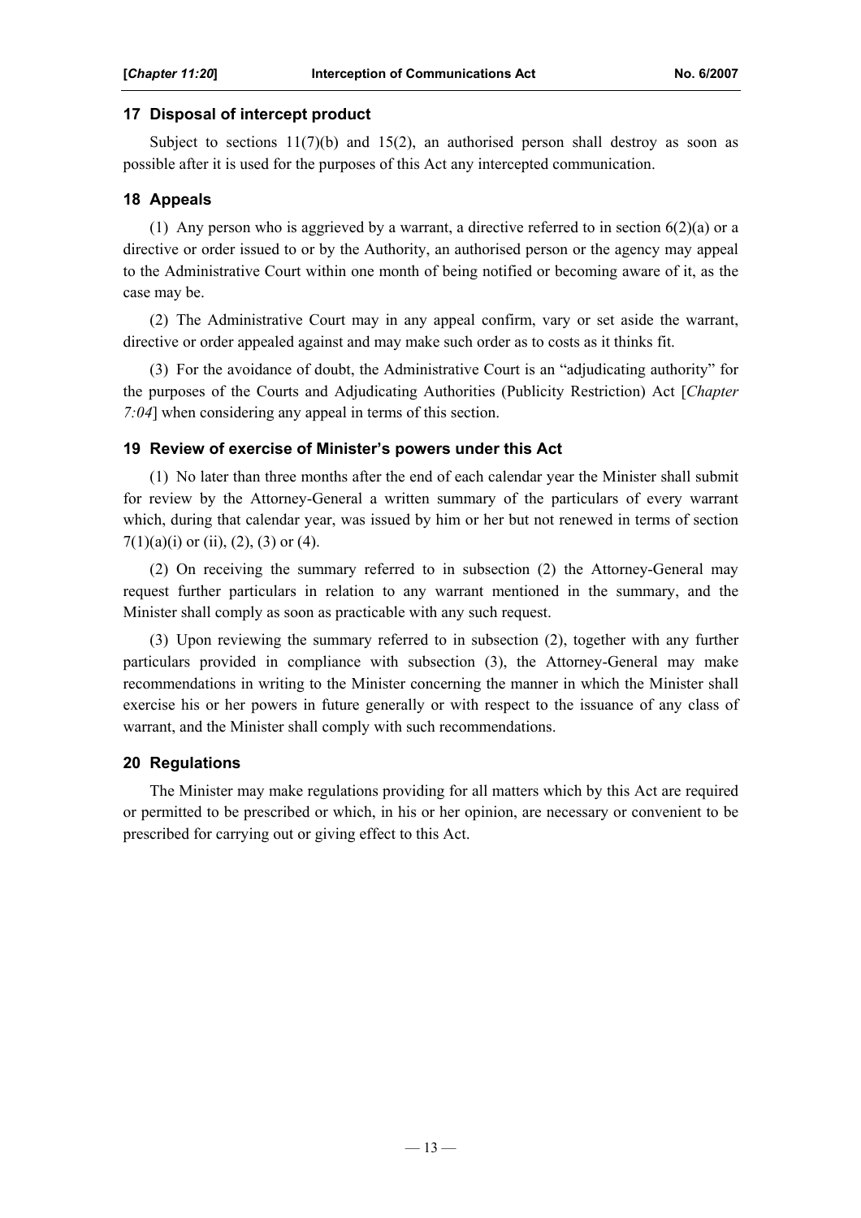## 17 Disposal of intercept product

Subject to sections 11(7)(b) and 15(2), an authorised person shall destroy as soon as possible after it is used for the purposes of this Act any intercepted communication.

## 18 Appeals

(1) Any person who is aggrieved by a warrant, a directive referred to in section 6(2)(a) or a directive or order issued to or by the Authority, an authorised person or the agency may appeal to the Administrative Court within one month of being notified or becoming aware of it, as the case may be.

(2) The Administrative Court may in any appeal confirm, vary or set aside the warrant, directive or order appealed against and may make such order as to costs as it thinks fit.

(3) For the avoidance of doubt, the Administrative Court is an "adjudicating authority" for the purposes of the Courts and Adjudicating Authorities (Publicity Restriction) Act [*Chapter 7:04*] when considering any appeal in terms of this section.

## 19 Review of exercise of Minister's powers under this Act

(1) No later than three months after the end of each calendar year the Minister shall submit for review by the Attorney-General a written summary of the particulars of every warrant which, during that calendar year, was issued by him or her but not renewed in terms of section 7(1)(a)(i) or (ii), (2), (3) or (4).

(2) On receiving the summary referred to in subsection (2) the Attorney-General may request further particulars in relation to any warrant mentioned in the summary, and the Minister shall comply as soon as practicable with any such request.

(3) Upon reviewing the summary referred to in subsection (2), together with any further particulars provided in compliance with subsection (3), the Attorney-General may make recommendations in writing to the Minister concerning the manner in which the Minister shall exercise his or her powers in future generally or with respect to the issuance of any class of warrant, and the Minister shall comply with such recommendations.

## 20 Regulations

The Minister may make regulations providing for all matters which by this Act are required or permitted to be prescribed or which, in his or her opinion, are necessary or convenient to be prescribed for carrying out or giving effect to this Act.